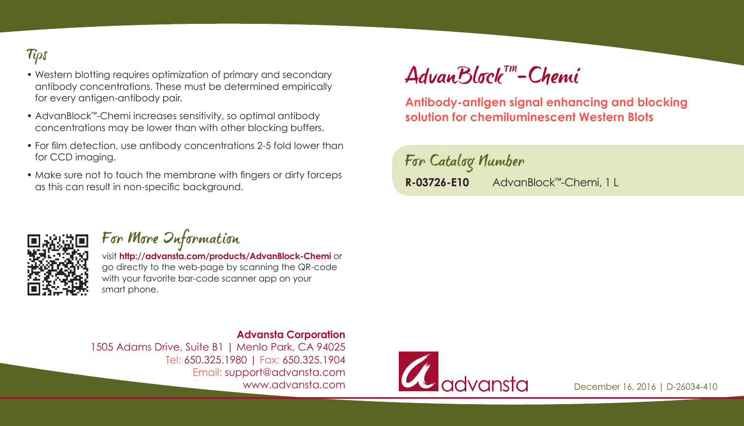# AdvanBlock™-Chemi

**Antibody-antigen signal enhancing and blocking solution for chemiluminescent Western Blots**

## For Catalog Number

**R-03726-E10** AdvanBlock™-Chemi, 1 L

## Tips

- Western blotting requires optimization of primary and secondary antibody concentrations. These must be determined empirically for every antigen-antibody pair.
- AdvanBlock™-Chemi increases sensitivity, so optimal antibody concentrations may be lower than with other blocking buffers.
- For film detection, use antibody concentrations 2-5 fold lower than for CCD imaging.
- Make sure not to touch the membrane with fingers or dirty forceps as this can result in non-specific background.

## For More Information

visit **http://advansta.com/products/AdvanBlock-Chemi** or go directly to the web-page by scanning the QR-code with your favorite bar-code scanner app on your smart phone.

**Advansta Corporation**
1505 Adams Drive, Suite B1 | Menlo Park, CA 94025
Tel: 650.325.1980 | Fax: 650.325.1904
Email: support@advansta.com
www.advansta.com

advansta

December 16, 2016 | D-26034-410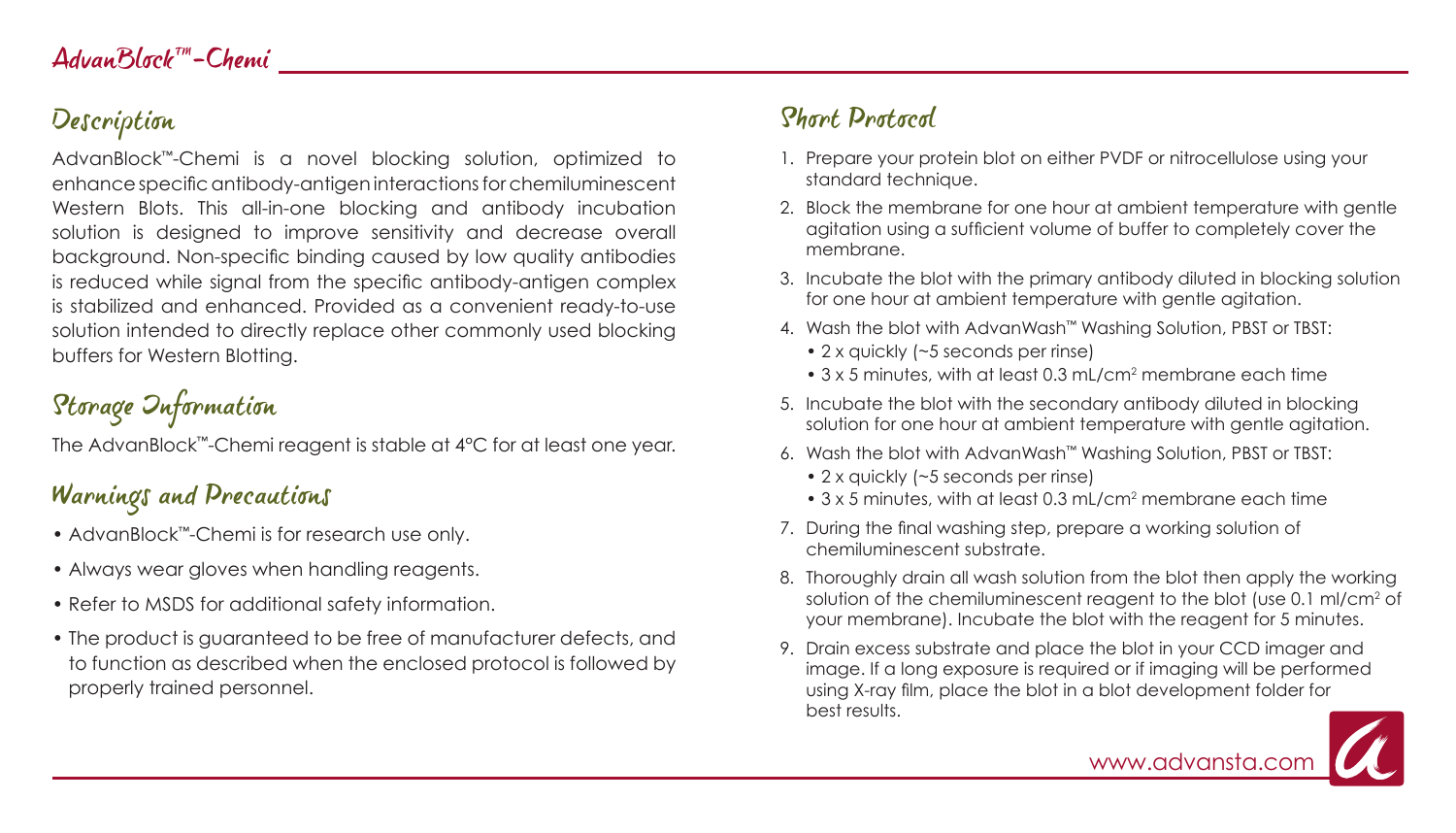# AdvanBlock™-Chemi

## Description

AdvanBlock™-Chemi is a novel blocking solution, optimized to enhance specific antibody-antigen interactions for chemiluminescent Western Blots. This all-in-one blocking and antibody incubation solution is designed to improve sensitivity and decrease overall background. Non-specific binding caused by low quality antibodies is reduced while signal from the specific antibody-antigen complex is stabilized and enhanced. Provided as a convenient ready-to-use solution intended to directly replace other commonly used blocking buffers for Western Blotting.

## Storage Information

The AdvanBlock™-Chemi reagent is stable at 4°C for at least one year.

## Warnings and Precautions

- AdvanBlock™-Chemi is for research use only.
- Always wear gloves when handling reagents.
- Refer to MSDS for additional safety information.
- The product is guaranteed to be free of manufacturer defects, and to function as described when the enclosed protocol is followed by properly trained personnel.

## Short Protocol

1. Prepare your protein blot on either PVDF or nitrocellulose using your standard technique.
2. Block the membrane for one hour at ambient temperature with gentle agitation using a sufficient volume of buffer to completely cover the membrane.
3. Incubate the blot with the primary antibody diluted in blocking solution for one hour at ambient temperature with gentle agitation.
4. Wash the blot with AdvanWash™ Washing Solution, PBST or TBST:
   - 2 x quickly (~5 seconds per rinse)
   - 3 x 5 minutes, with at least 0.3 mL/cm$^2$ membrane each time
5. Incubate the blot with the secondary antibody diluted in blocking solution for one hour at ambient temperature with gentle agitation.
6. Wash the blot with AdvanWash™ Washing Solution, PBST or TBST:
   - 2 x quickly (~5 seconds per rinse)
   - 3 x 5 minutes, with at least 0.3 mL/cm$^2$ membrane each time
7. During the final washing step, prepare a working solution of chemiluminescent substrate.
8. Thoroughly drain all wash solution from the blot then apply the working solution of the chemiluminescent reagent to the blot (use 0.1 ml/cm$^2$ of your membrane). Incubate the blot with the reagent for 5 minutes.
9. Drain excess substrate and place the blot in your CCD imager and image. If a long exposure is required or if imaging will be performed using X-ray film, place the blot in a blot development folder for best results.

www.advansta.com